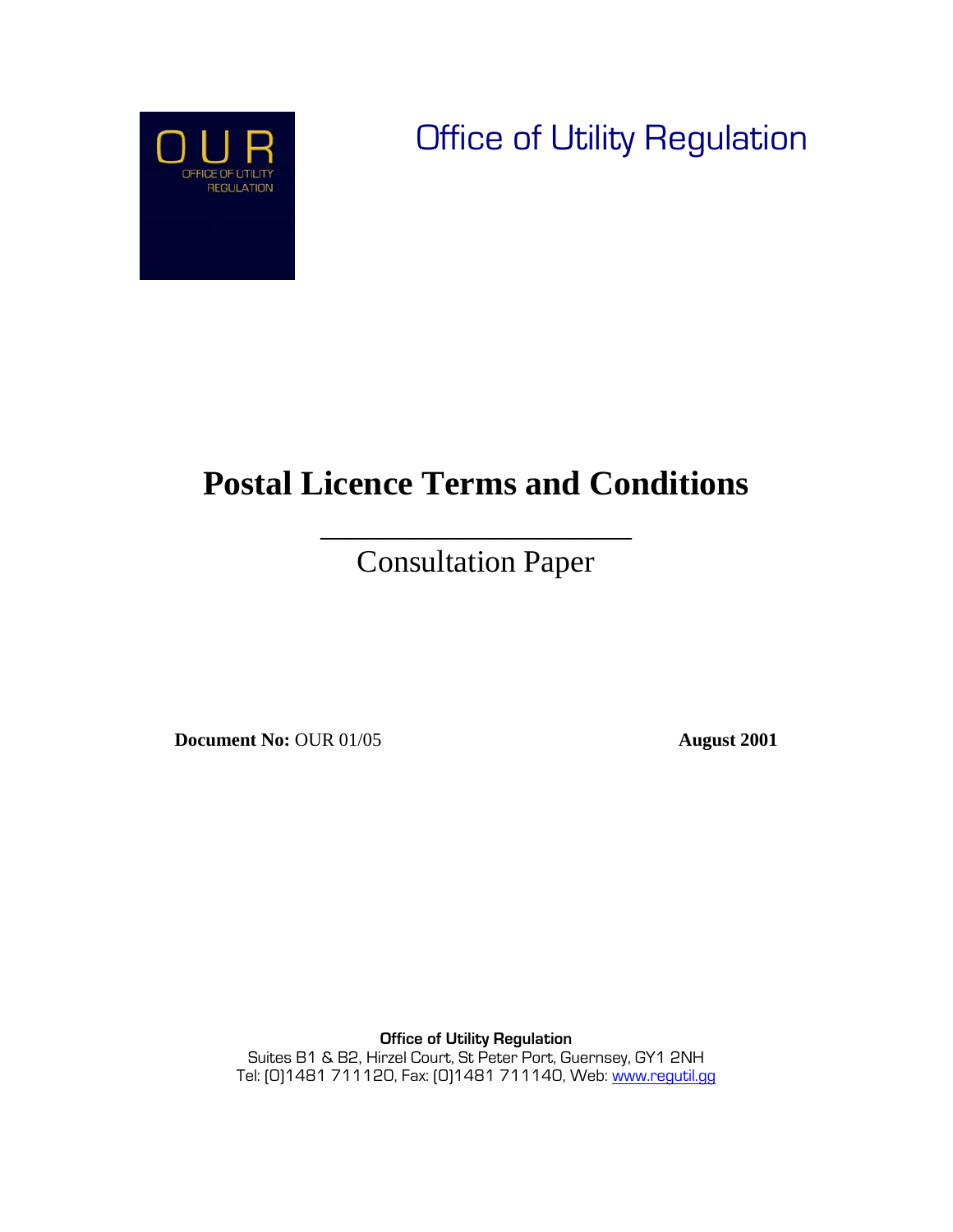OUR

OFFICE OF UTILITY REGULATION

Office of Utility Regulation

# Postal Licence Terms and Conditions

## Consultation Paper

**Document No:** OUR 01/05 **August 2001**

**Office of Utility Regulation**

Suites B1 & B2, Hirzel Court, St Peter Port, Guernsey, GY1 2NH

Tel: (0)1481 711120, Fax: (0)1481 711140, Web: www.regutil.gg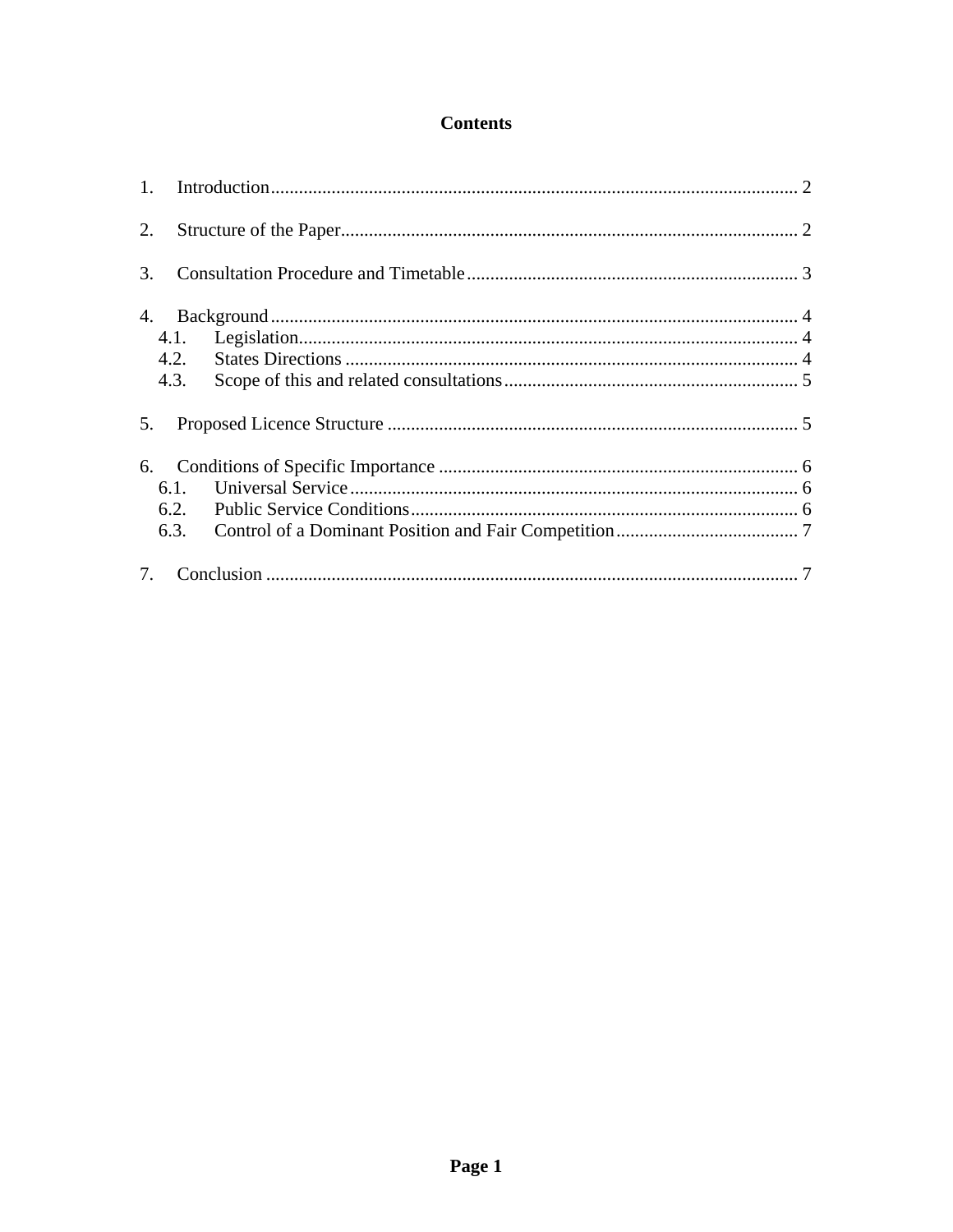# Contents

1. Introduction .................................................................................................... 2
2. Structure of the Paper ....................................................................................... 2
3. Consultation Procedure and Timetable ............................................................. 3
4. Background ..................................................................................................... 4
   - 4.1. Legislation ............................................................................................. 4
   - 4.2. States Directions .................................................................................... 4
   - 4.3. Scope of this and related consultations .................................................... 5
5. Proposed Licence Structure .............................................................................. 5
6. Conditions of Specific Importance .................................................................... 6
   - 6.1. Universal Service .................................................................................... 6
   - 6.2. Public Service Conditions ........................................................................ 6
   - 6.3. Control of a Dominant Position and Fair Competition ............................... 7
7. Conclusion ....................................................................................................... 7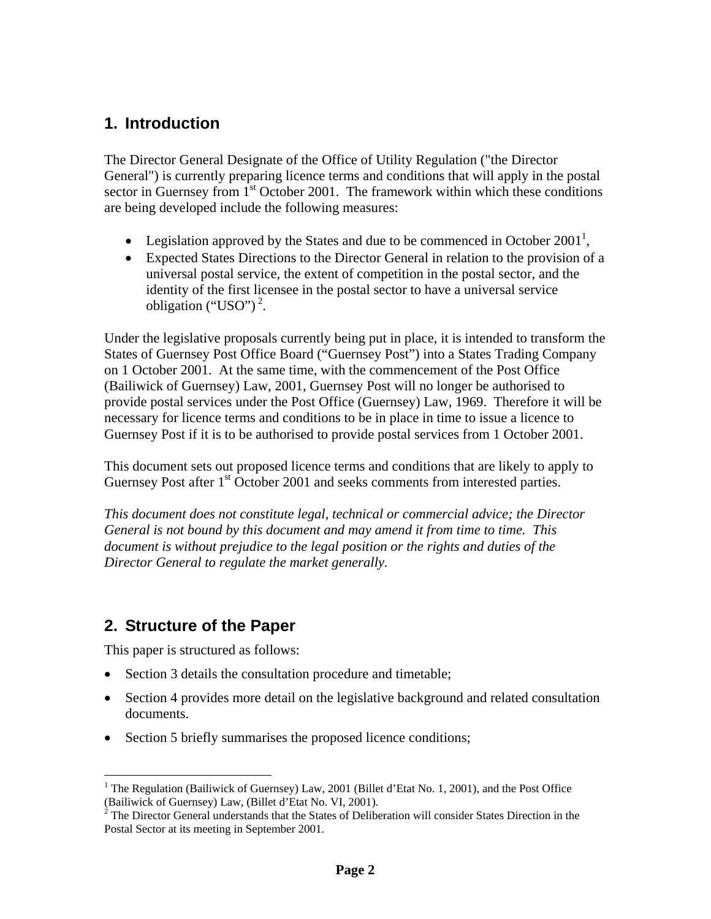## 1. Introduction

The Director General Designate of the Office of Utility Regulation ("the Director General") is currently preparing licence terms and conditions that will apply in the postal sector in Guernsey from 1st October 2001. The framework within which these conditions are being developed include the following measures:

- Legislation approved by the States and due to be commenced in October 2001[1],
- Expected States Directions to the Director General in relation to the provision of a universal postal service, the extent of competition in the postal sector, and the identity of the first licensee in the postal sector to have a universal service obligation ("USO") [2].

Under the legislative proposals currently being put in place, it is intended to transform the States of Guernsey Post Office Board ("Guernsey Post") into a States Trading Company on 1 October 2001. At the same time, with the commencement of the Post Office (Bailiwick of Guernsey) Law, 2001, Guernsey Post will no longer be authorised to provide postal services under the Post Office (Guernsey) Law, 1969. Therefore it will be necessary for licence terms and conditions to be in place in time to issue a licence to Guernsey Post if it is to be authorised to provide postal services from 1 October 2001.

This document sets out proposed licence terms and conditions that are likely to apply to Guernsey Post after 1st October 2001 and seeks comments from interested parties.

*This document does not constitute legal, technical or commercial advice; the Director General is not bound by this document and may amend it from time to time. This document is without prejudice to the legal position or the rights and duties of the Director General to regulate the market generally.*

## 2. Structure of the Paper

This paper is structured as follows:

- Section 3 details the consultation procedure and timetable;
- Section 4 provides more detail on the legislative background and related consultation documents.
- Section 5 briefly summarises the proposed licence conditions;

[1] The Regulation (Bailiwick of Guernsey) Law, 2001 (Billet d'Etat No. 1, 2001), and the Post Office (Bailiwick of Guernsey) Law, (Billet d'Etat No. VI, 2001).

[2] The Director General understands that the States of Deliberation will consider States Direction in the Postal Sector at its meeting in September 2001.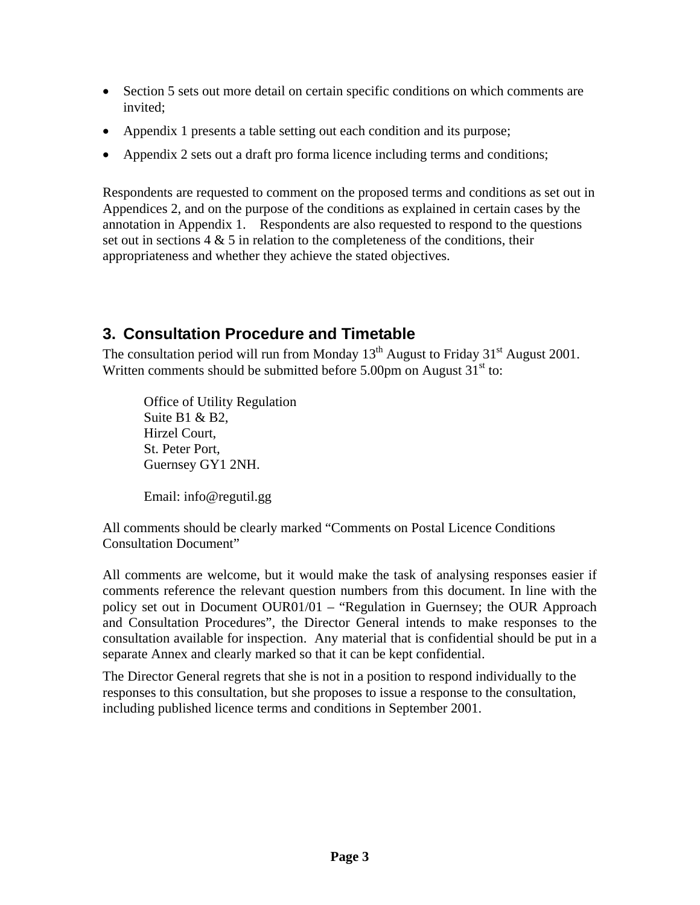- Section 5 sets out more detail on certain specific conditions on which comments are invited;
- Appendix 1 presents a table setting out each condition and its purpose;
- Appendix 2 sets out a draft pro forma licence including terms and conditions;

Respondents are requested to comment on the proposed terms and conditions as set out in Appendices 2, and on the purpose of the conditions as explained in certain cases by the annotation in Appendix 1. Respondents are also requested to respond to the questions set out in sections 4 & 5 in relation to the completeness of the conditions, their appropriateness and whether they achieve the stated objectives.

## 3. Consultation Procedure and Timetable

The consultation period will run from Monday 13th August to Friday 31st August 2001. Written comments should be submitted before 5.00pm on August 31st to:

Office of Utility Regulation
Suite B1 & B2,
Hirzel Court,
St. Peter Port,
Guernsey GY1 2NH.

Email: info@regutil.gg

All comments should be clearly marked "Comments on Postal Licence Conditions Consultation Document"

All comments are welcome, but it would make the task of analysing responses easier if comments reference the relevant question numbers from this document. In line with the policy set out in Document OUR01/01 – "Regulation in Guernsey; the OUR Approach and Consultation Procedures", the Director General intends to make responses to the consultation available for inspection. Any material that is confidential should be put in a separate Annex and clearly marked so that it can be kept confidential.

The Director General regrets that she is not in a position to respond individually to the responses to this consultation, but she proposes to issue a response to the consultation, including published licence terms and conditions in September 2001.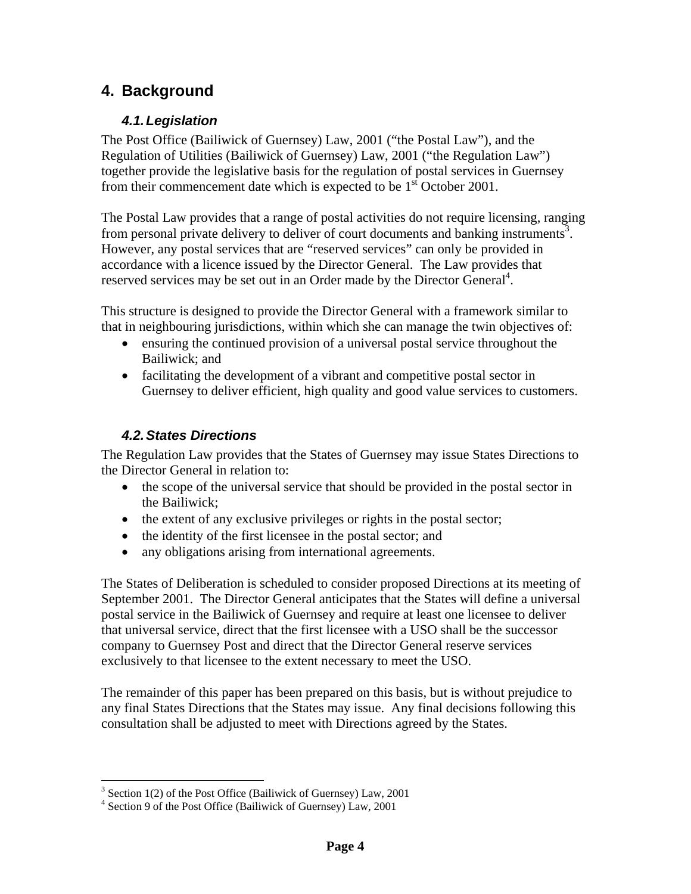## 4. Background

### *4.1. Legislation*

The Post Office (Bailiwick of Guernsey) Law, 2001 ("the Postal Law"), and the Regulation of Utilities (Bailiwick of Guernsey) Law, 2001 ("the Regulation Law") together provide the legislative basis for the regulation of postal services in Guernsey from their commencement date which is expected to be 1st October 2001.

The Postal Law provides that a range of postal activities do not require licensing, ranging from personal private delivery to deliver of court documents and banking instruments[3]. However, any postal services that are "reserved services" can only be provided in accordance with a licence issued by the Director General. The Law provides that reserved services may be set out in an Order made by the Director General[4].

This structure is designed to provide the Director General with a framework similar to that in neighbouring jurisdictions, within which she can manage the twin objectives of:

- ensuring the continued provision of a universal postal service throughout the Bailiwick; and
- facilitating the development of a vibrant and competitive postal sector in Guernsey to deliver efficient, high quality and good value services to customers.

### *4.2. States Directions*

The Regulation Law provides that the States of Guernsey may issue States Directions to the Director General in relation to:

- the scope of the universal service that should be provided in the postal sector in the Bailiwick;
- the extent of any exclusive privileges or rights in the postal sector;
- the identity of the first licensee in the postal sector; and
- any obligations arising from international agreements.

The States of Deliberation is scheduled to consider proposed Directions at its meeting of September 2001. The Director General anticipates that the States will define a universal postal service in the Bailiwick of Guernsey and require at least one licensee to deliver that universal service, direct that the first licensee with a USO shall be the successor company to Guernsey Post and direct that the Director General reserve services exclusively to that licensee to the extent necessary to meet the USO.

The remainder of this paper has been prepared on this basis, but is without prejudice to any final States Directions that the States may issue. Any final decisions following this consultation shall be adjusted to meet with Directions agreed by the States.

---

[3] Section 1(2) of the Post Office (Bailiwick of Guernsey) Law, 2001

[4] Section 9 of the Post Office (Bailiwick of Guernsey) Law, 2001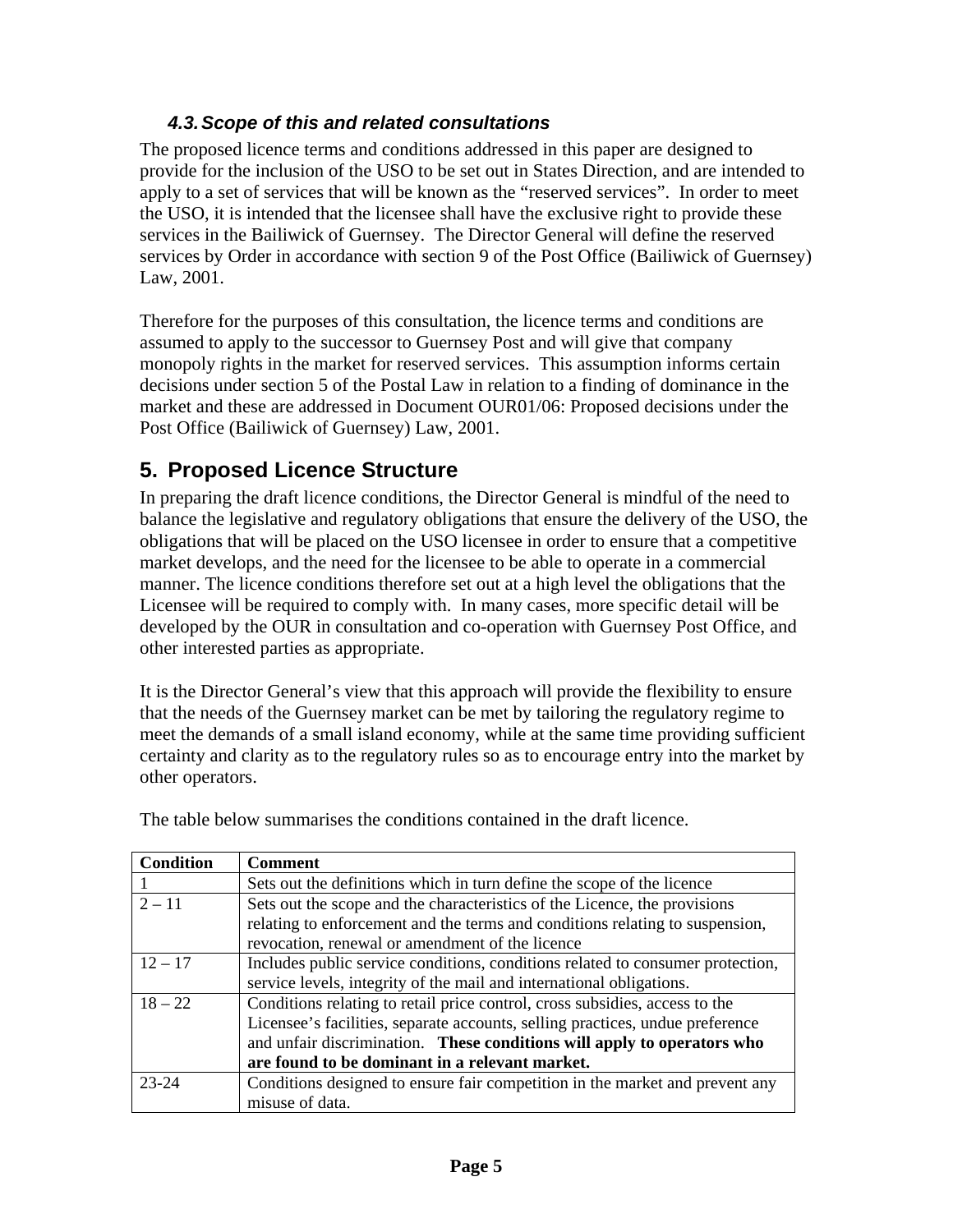### 4.3. *Scope of this and related consultations*

The proposed licence terms and conditions addressed in this paper are designed to provide for the inclusion of the USO to be set out in States Direction, and are intended to apply to a set of services that will be known as the "reserved services". In order to meet the USO, it is intended that the licensee shall have the exclusive right to provide these services in the Bailiwick of Guernsey. The Director General will define the reserved services by Order in accordance with section 9 of the Post Office (Bailiwick of Guernsey) Law, 2001.

Therefore for the purposes of this consultation, the licence terms and conditions are assumed to apply to the successor to Guernsey Post and will give that company monopoly rights in the market for reserved services. This assumption informs certain decisions under section 5 of the Postal Law in relation to a finding of dominance in the market and these are addressed in Document OUR01/06: Proposed decisions under the Post Office (Bailiwick of Guernsey) Law, 2001.

## 5. Proposed Licence Structure

In preparing the draft licence conditions, the Director General is mindful of the need to balance the legislative and regulatory obligations that ensure the delivery of the USO, the obligations that will be placed on the USO licensee in order to ensure that a competitive market develops, and the need for the licensee to be able to operate in a commercial manner. The licence conditions therefore set out at a high level the obligations that the Licensee will be required to comply with. In many cases, more specific detail will be developed by the OUR in consultation and co-operation with Guernsey Post Office, and other interested parties as appropriate.

It is the Director General's view that this approach will provide the flexibility to ensure that the needs of the Guernsey market can be met by tailoring the regulatory regime to meet the demands of a small island economy, while at the same time providing sufficient certainty and clarity as to the regulatory rules so as to encourage entry into the market by other operators.

The table below summarises the conditions contained in the draft licence.

| Condition | Comment |
|---|---|
| 1 | Sets out the definitions which in turn define the scope of the licence |
| 2 – 11 | Sets out the scope and the characteristics of the Licence, the provisions relating to enforcement and the terms and conditions relating to suspension, revocation, renewal or amendment of the licence |
| 12 – 17 | Includes public service conditions, conditions related to consumer protection, service levels, integrity of the mail and international obligations. |
| 18 – 22 | Conditions relating to retail price control, cross subsidies, access to the Licensee's facilities, separate accounts, selling practices, undue preference and unfair discrimination. **These conditions will apply to operators who are found to be dominant in a relevant market.** |
| 23-24 | Conditions designed to ensure fair competition in the market and prevent any misuse of data. |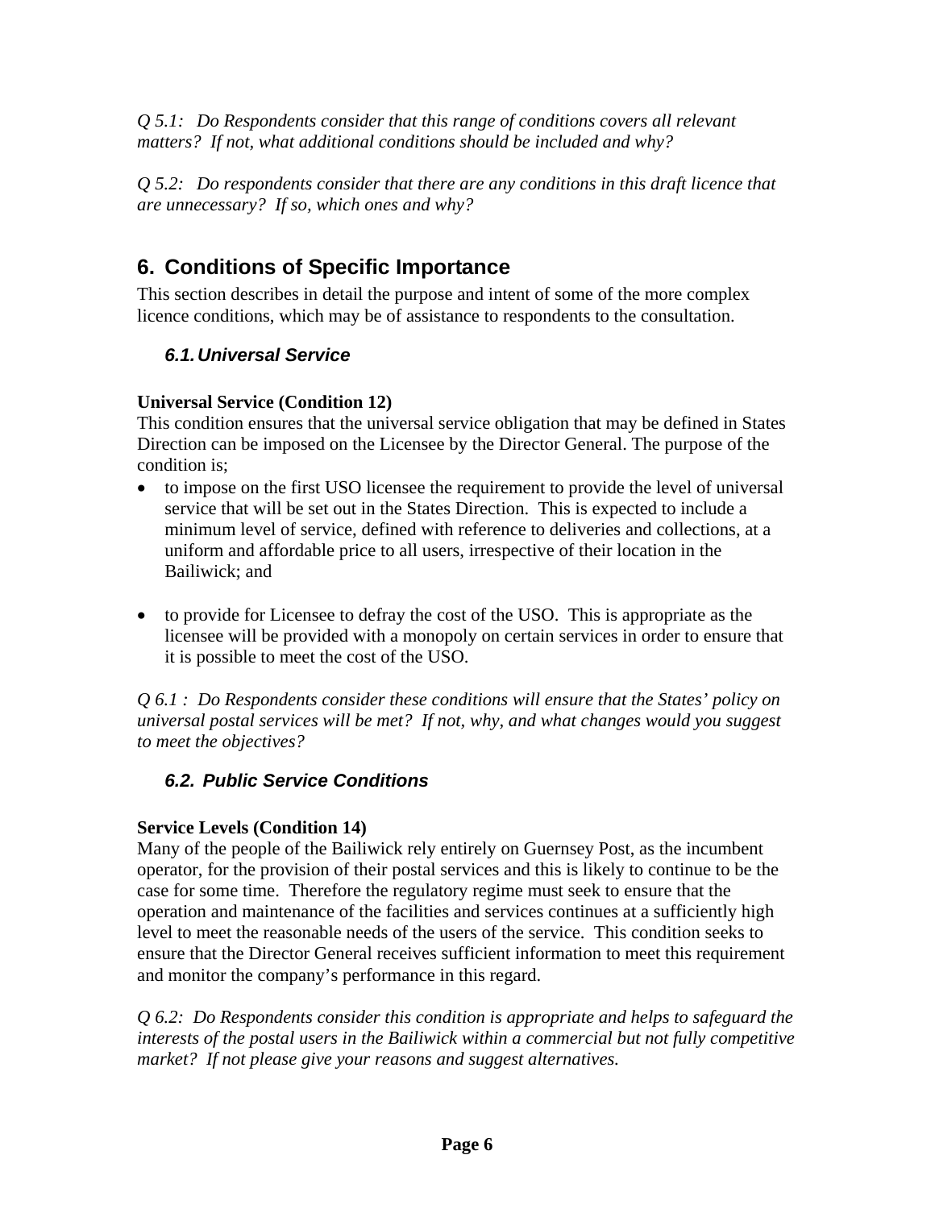*Q 5.1: Do Respondents consider that this range of conditions covers all relevant matters? If not, what additional conditions should be included and why?*

*Q 5.2: Do respondents consider that there are any conditions in this draft licence that are unnecessary? If so, which ones and why?*

## 6. Conditions of Specific Importance

This section describes in detail the purpose and intent of some of the more complex licence conditions, which may be of assistance to respondents to the consultation.

### *6.1. Universal Service*

**Universal Service (Condition 12)**

This condition ensures that the universal service obligation that may be defined in States Direction can be imposed on the Licensee by the Director General. The purpose of the condition is;

- to impose on the first USO licensee the requirement to provide the level of universal service that will be set out in the States Direction. This is expected to include a minimum level of service, defined with reference to deliveries and collections, at a uniform and affordable price to all users, irrespective of their location in the Bailiwick; and

- to provide for Licensee to defray the cost of the USO. This is appropriate as the licensee will be provided with a monopoly on certain services in order to ensure that it is possible to meet the cost of the USO.

*Q 6.1 : Do Respondents consider these conditions will ensure that the States' policy on universal postal services will be met? If not, why, and what changes would you suggest to meet the objectives?*

### *6.2. Public Service Conditions*

**Service Levels (Condition 14)**

Many of the people of the Bailiwick rely entirely on Guernsey Post, as the incumbent operator, for the provision of their postal services and this is likely to continue to be the case for some time. Therefore the regulatory regime must seek to ensure that the operation and maintenance of the facilities and services continues at a sufficiently high level to meet the reasonable needs of the users of the service. This condition seeks to ensure that the Director General receives sufficient information to meet this requirement and monitor the company's performance in this regard.

*Q 6.2: Do Respondents consider this condition is appropriate and helps to safeguard the interests of the postal users in the Bailiwick within a commercial but not fully competitive market? If not please give your reasons and suggest alternatives.*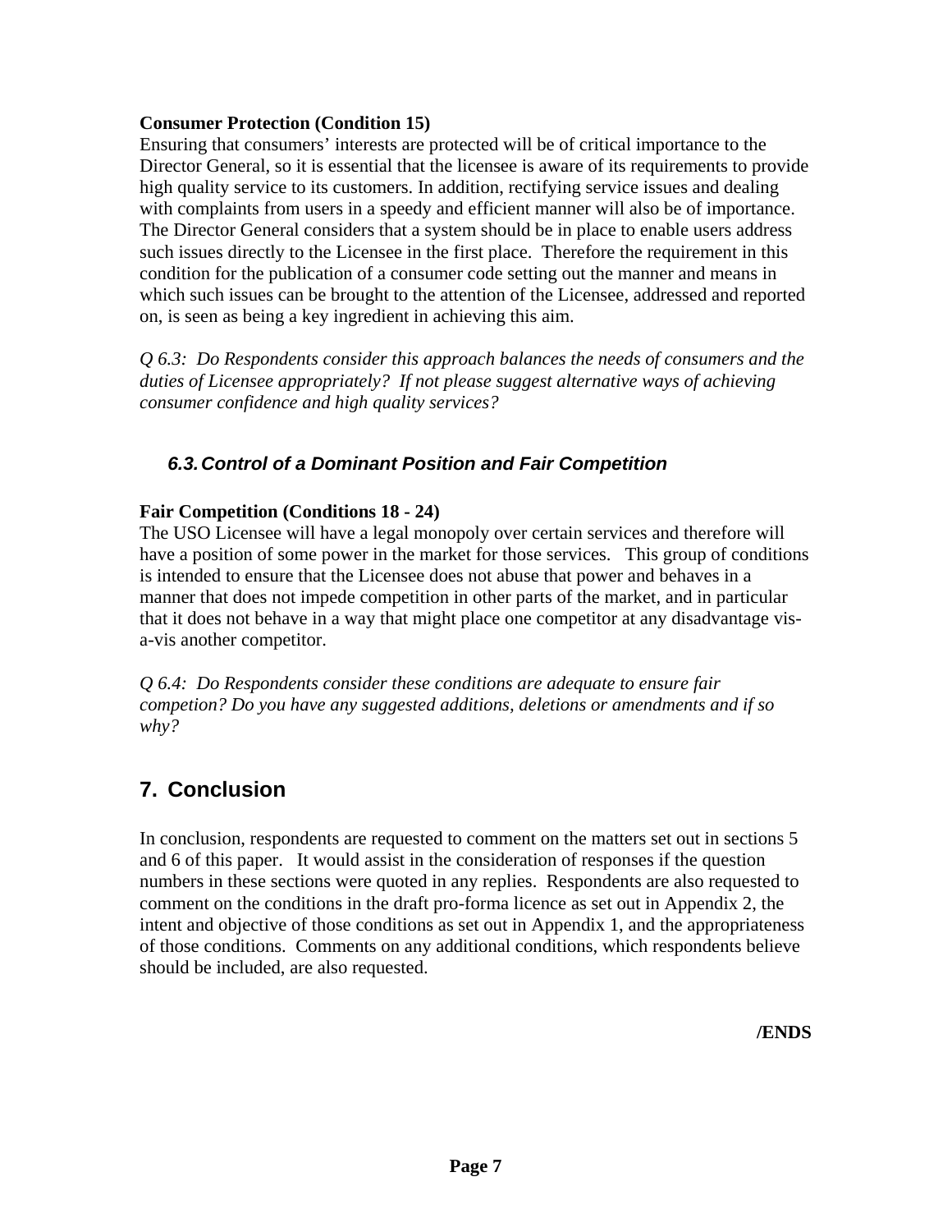**Consumer Protection (Condition 15)**

Ensuring that consumers' interests are protected will be of critical importance to the Director General, so it is essential that the licensee is aware of its requirements to provide high quality service to its customers. In addition, rectifying service issues and dealing with complaints from users in a speedy and efficient manner will also be of importance. The Director General considers that a system should be in place to enable users address such issues directly to the Licensee in the first place. Therefore the requirement in this condition for the publication of a consumer code setting out the manner and means in which such issues can be brought to the attention of the Licensee, addressed and reported on, is seen as being a key ingredient in achieving this aim.

*Q 6.3: Do Respondents consider this approach balances the needs of consumers and the duties of Licensee appropriately? If not please suggest alternative ways of achieving consumer confidence and high quality services?*

### 6.3. Control of a Dominant Position and Fair Competition

**Fair Competition (Conditions 18 - 24)**

The USO Licensee will have a legal monopoly over certain services and therefore will have a position of some power in the market for those services. This group of conditions is intended to ensure that the Licensee does not abuse that power and behaves in a manner that does not impede competition in other parts of the market, and in particular that it does not behave in a way that might place one competitor at any disadvantage vis-a-vis another competitor.

*Q 6.4: Do Respondents consider these conditions are adequate to ensure fair competion? Do you have any suggested additions, deletions or amendments and if so why?*

## 7. Conclusion

In conclusion, respondents are requested to comment on the matters set out in sections 5 and 6 of this paper. It would assist in the consideration of responses if the question numbers in these sections were quoted in any replies. Respondents are also requested to comment on the conditions in the draft pro-forma licence as set out in Appendix 2, the intent and objective of those conditions as set out in Appendix 1, and the appropriateness of those conditions. Comments on any additional conditions, which respondents believe should be included, are also requested.

**/ENDS**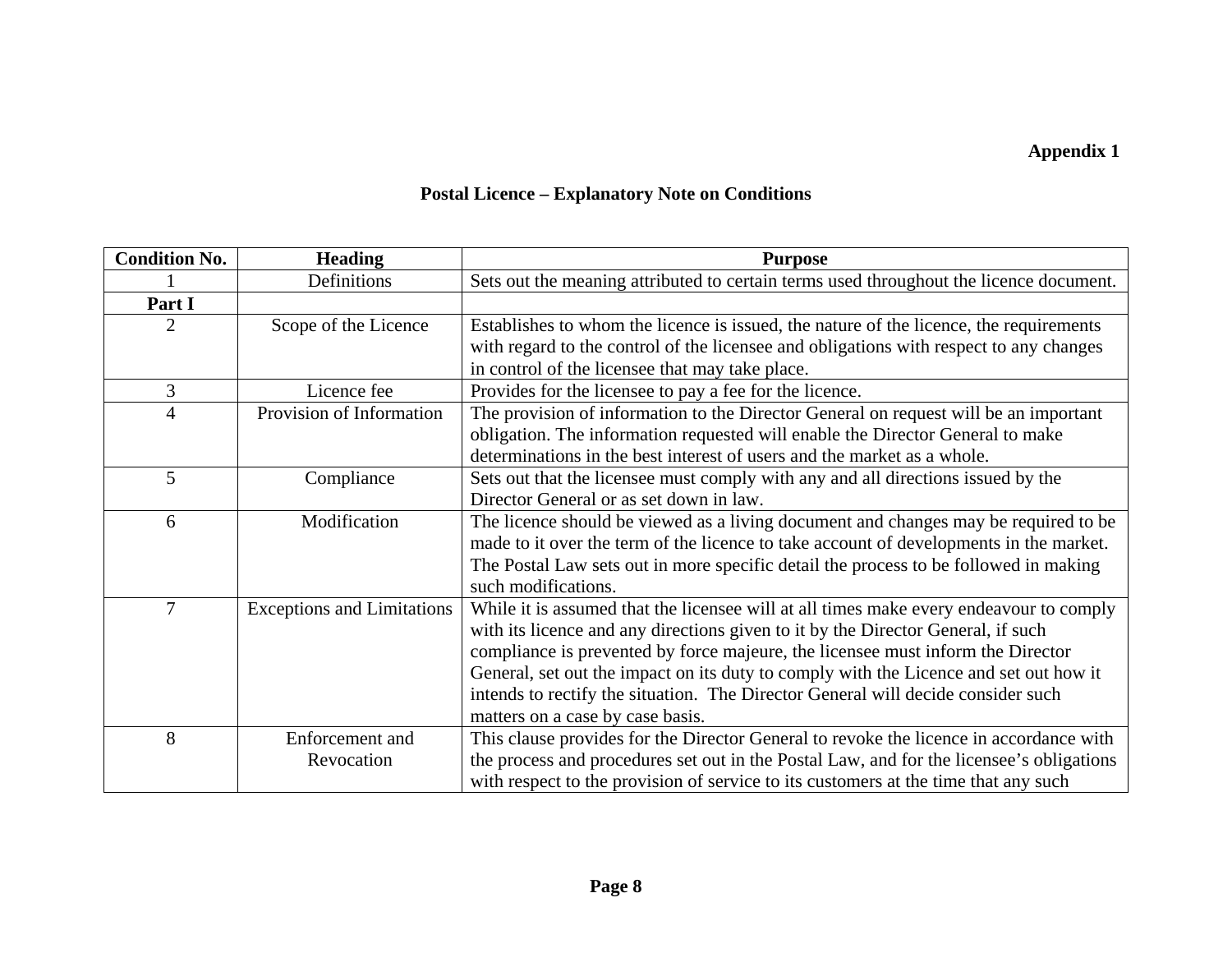**Appendix 1**

**Postal Licence – Explanatory Note on Conditions**

| Condition No. | Heading | Purpose |
|---|---|---|
| 1 | Definitions | Sets out the meaning attributed to certain terms used throughout the licence document. |
| **Part I** | | |
| 2 | Scope of the Licence | Establishes to whom the licence is issued, the nature of the licence, the requirements with regard to the control of the licensee and obligations with respect to any changes in control of the licensee that may take place. |
| 3 | Licence fee | Provides for the licensee to pay a fee for the licence. |
| 4 | Provision of Information | The provision of information to the Director General on request will be an important obligation. The information requested will enable the Director General to make determinations in the best interest of users and the market as a whole. |
| 5 | Compliance | Sets out that the licensee must comply with any and all directions issued by the Director General or as set down in law. |
| 6 | Modification | The licence should be viewed as a living document and changes may be required to be made to it over the term of the licence to take account of developments in the market. The Postal Law sets out in more specific detail the process to be followed in making such modifications. |
| 7 | Exceptions and Limitations | While it is assumed that the licensee will at all times make every endeavour to comply with its licence and any directions given to it by the Director General, if such compliance is prevented by force majeure, the licensee must inform the Director General, set out the impact on its duty to comply with the Licence and set out how it intends to rectify the situation. The Director General will decide consider such matters on a case by case basis. |
| 8 | Enforcement and Revocation | This clause provides for the Director General to revoke the licence in accordance with the process and procedures set out in the Postal Law, and for the licensee's obligations with respect to the provision of service to its customers at the time that any such |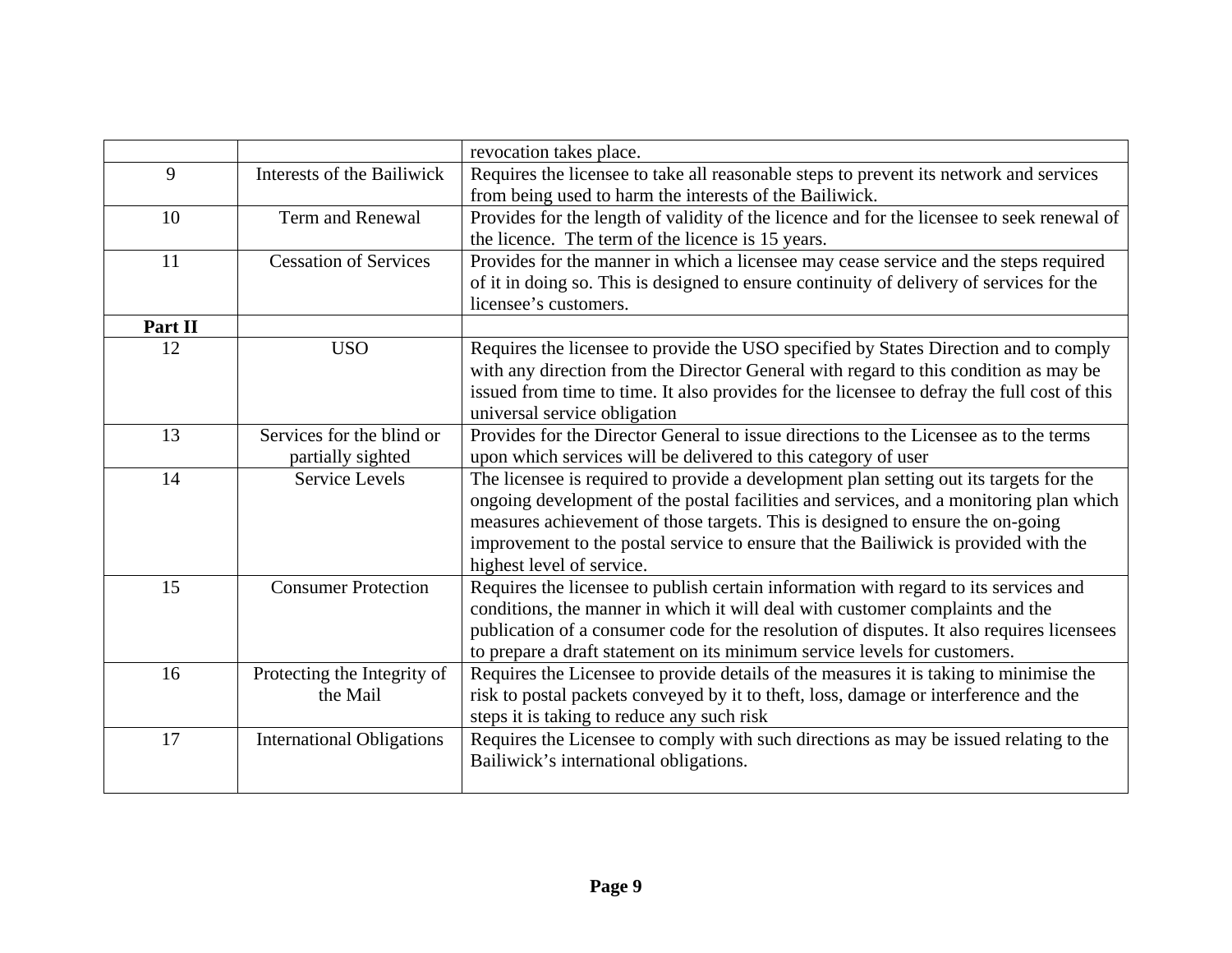| | | |
|---|---|---|
| | | revocation takes place. |
| 9 | Interests of the Bailiwick | Requires the licensee to take all reasonable steps to prevent its network and services from being used to harm the interests of the Bailiwick. |
| 10 | Term and Renewal | Provides for the length of validity of the licence and for the licensee to seek renewal of the licence. The term of the licence is 15 years. |
| 11 | Cessation of Services | Provides for the manner in which a licensee may cease service and the steps required of it in doing so. This is designed to ensure continuity of delivery of services for the licensee's customers. |
| **Part II** | | |
| 12 | USO | Requires the licensee to provide the USO specified by States Direction and to comply with any direction from the Director General with regard to this condition as may be issued from time to time. It also provides for the licensee to defray the full cost of this universal service obligation |
| 13 | Services for the blind or partially sighted | Provides for the Director General to issue directions to the Licensee as to the terms upon which services will be delivered to this category of user |
| 14 | Service Levels | The licensee is required to provide a development plan setting out its targets for the ongoing development of the postal facilities and services, and a monitoring plan which measures achievement of those targets. This is designed to ensure the on-going improvement to the postal service to ensure that the Bailiwick is provided with the highest level of service. |
| 15 | Consumer Protection | Requires the licensee to publish certain information with regard to its services and conditions, the manner in which it will deal with customer complaints and the publication of a consumer code for the resolution of disputes. It also requires licensees to prepare a draft statement on its minimum service levels for customers. |
| 16 | Protecting the Integrity of the Mail | Requires the Licensee to provide details of the measures it is taking to minimise the risk to postal packets conveyed by it to theft, loss, damage or interference and the steps it is taking to reduce any such risk |
| 17 | International Obligations | Requires the Licensee to comply with such directions as may be issued relating to the Bailiwick's international obligations. |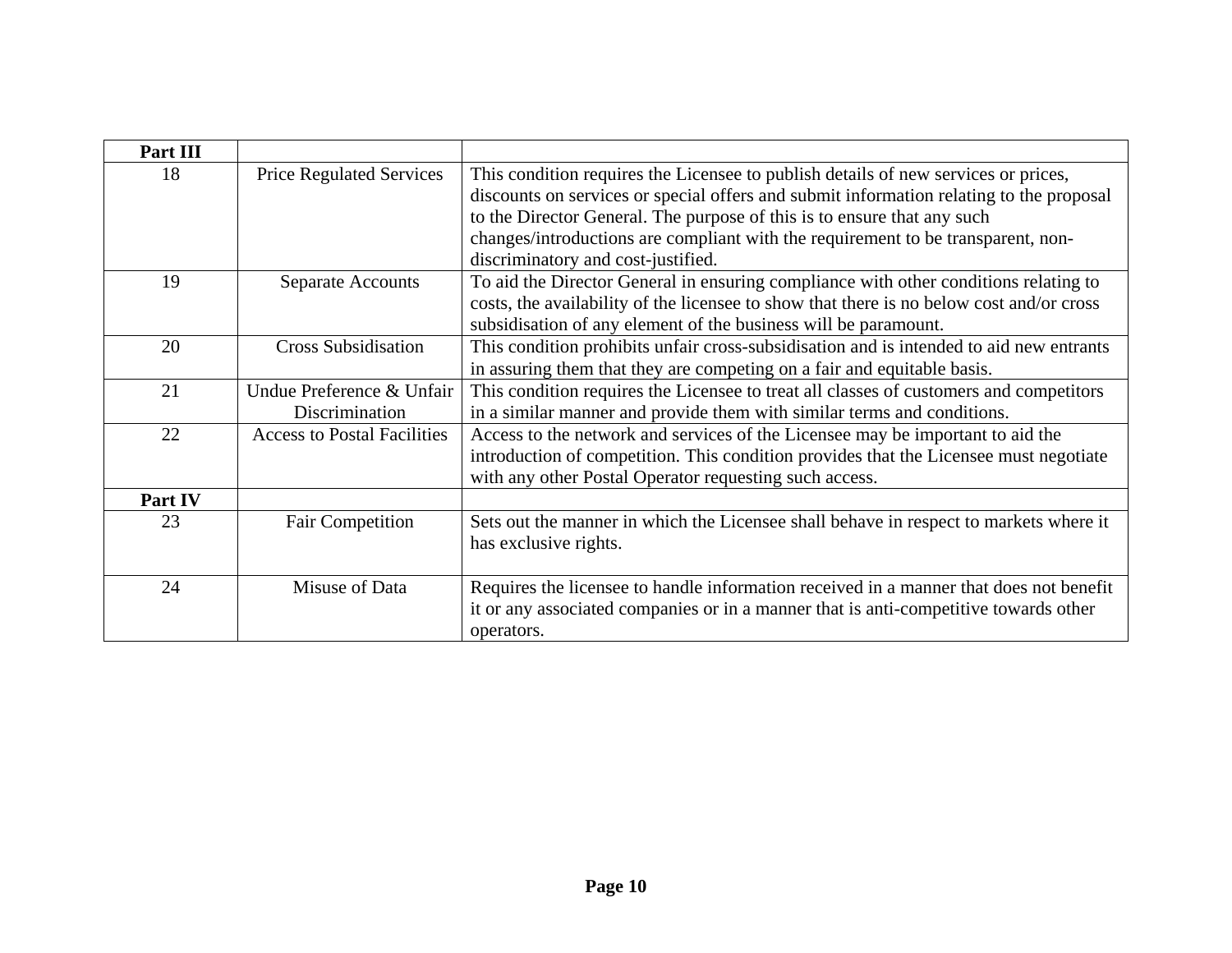| **Part III** | | |
|---|---|---|
| 18 | Price Regulated Services | This condition requires the Licensee to publish details of new services or prices, discounts on services or special offers and submit information relating to the proposal to the Director General. The purpose of this is to ensure that any such changes/introductions are compliant with the requirement to be transparent, non-discriminatory and cost-justified. |
| 19 | Separate Accounts | To aid the Director General in ensuring compliance with other conditions relating to costs, the availability of the licensee to show that there is no below cost and/or cross subsidisation of any element of the business will be paramount. |
| 20 | Cross Subsidisation | This condition prohibits unfair cross-subsidisation and is intended to aid new entrants in assuring them that they are competing on a fair and equitable basis. |
| 21 | Undue Preference & Unfair Discrimination | This condition requires the Licensee to treat all classes of customers and competitors in a similar manner and provide them with similar terms and conditions. |
| 22 | Access to Postal Facilities | Access to the network and services of the Licensee may be important to aid the introduction of competition. This condition provides that the Licensee must negotiate with any other Postal Operator requesting such access. |
| **Part IV** | | |
| 23 | Fair Competition | Sets out the manner in which the Licensee shall behave in respect to markets where it has exclusive rights. |
| 24 | Misuse of Data | Requires the licensee to handle information received in a manner that does not benefit it or any associated companies or in a manner that is anti-competitive towards other operators. |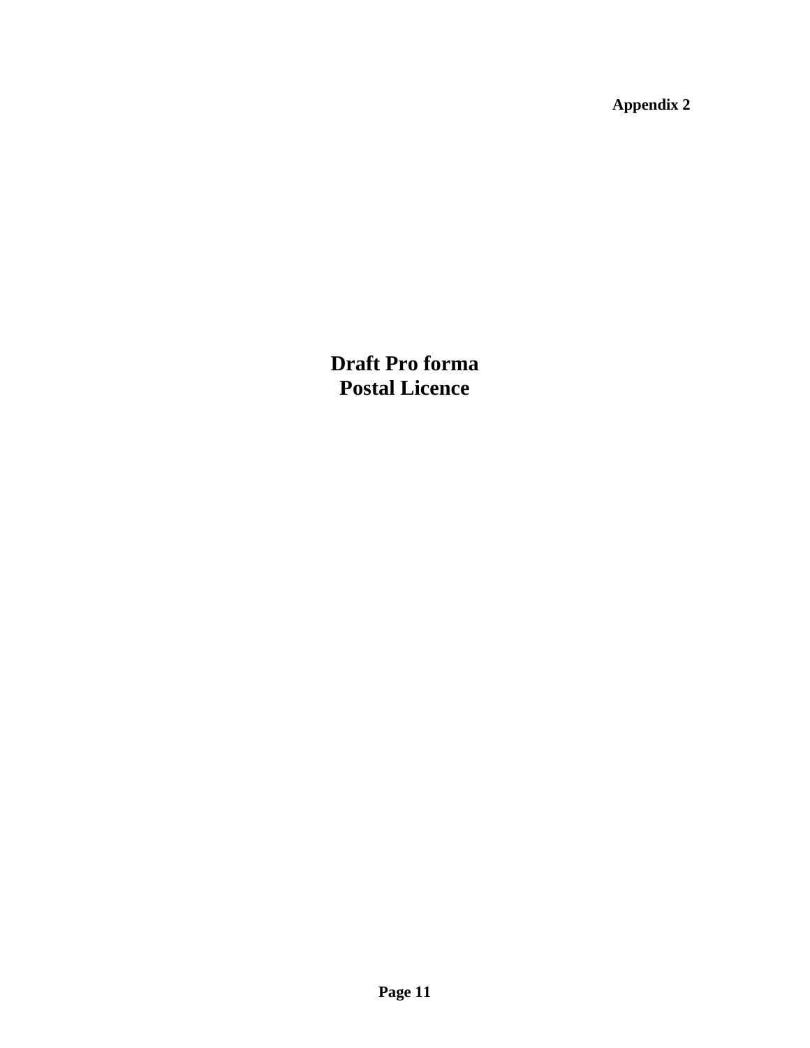**Appendix 2**

# Draft Pro forma
# Postal Licence